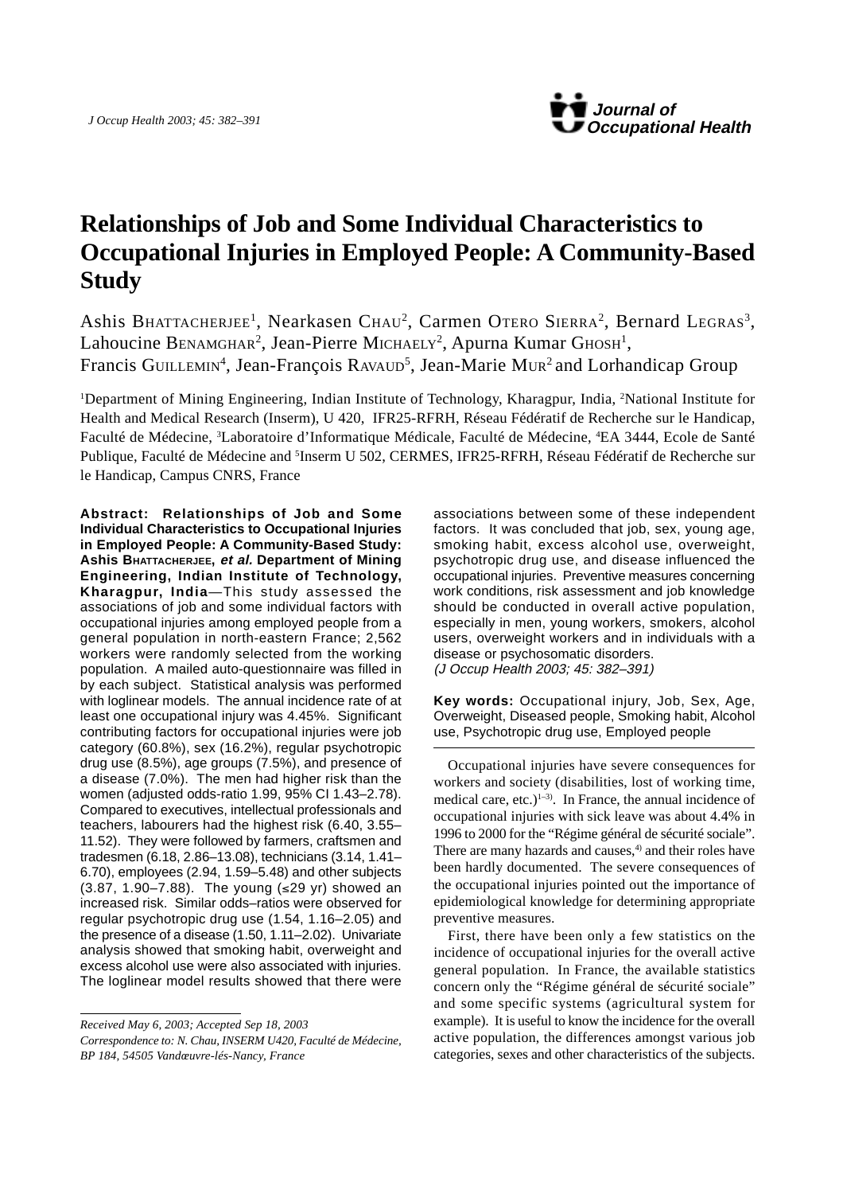# Relationships of Job and Some Individual Characteristics to Occupational Injuries in Employed People: A Community-Based Study

Ashis BHATTACHERJEE[1], Nearkasen CHAU[2], Carmen OTERO SIERRA[2], Bernard LEGRAS[3], Lahoucine BENAMGHAR[2], Jean-Pierre MICHAELY[2], Apurna Kumar GHOSH[1], Francis GUILLEMIN[4], Jean-François RAVAUD[5], Jean-Marie MUR[2] and Lorhandicap Group

[1]Department of Mining Engineering, Indian Institute of Technology, Kharagpur, India, [2]National Institute for Health and Medical Research (Inserm), U 420, IFR25-RFRH, Réseau Fédératif de Recherche sur le Handicap, Faculté de Médecine, [3]Laboratoire d'Informatique Médicale, Faculté de Médecine, [4]EA 3444, Ecole de Santé Publique, Faculté de Médecine and [5]Inserm U 502, CERMES, IFR25-RFRH, Réseau Fédératif de Recherche sur le Handicap, Campus CNRS, France

**Abstract: Relationships of Job and Some Individual Characteristics to Occupational Injuries in Employed People: A Community-Based Study: Ashis BHATTACHERJEE, *et al.* Department of Mining Engineering, Indian Institute of Technology, Kharagpur, India**—This study assessed the associations of job and some individual factors with occupational injuries among employed people from a general population in north-eastern France; 2,562 workers were randomly selected from the working population. A mailed auto-questionnaire was filled in by each subject. Statistical analysis was performed with loglinear models. The annual incidence rate of at least one occupational injury was 4.45%. Significant contributing factors for occupational injuries were job category (60.8%), sex (16.2%), regular psychotropic drug use (8.5%), age groups (7.5%), and presence of a disease (7.0%). The men had higher risk than the women (adjusted odds-ratio 1.99, 95% CI 1.43–2.78). Compared to executives, intellectual professionals and teachers, labourers had the highest risk (6.40, 3.55–11.52). They were followed by farmers, craftsmen and tradesmen (6.18, 2.86–13.08), technicians (3.14, 1.41–6.70), employees (2.94, 1.59–5.48) and other subjects (3.87, 1.90–7.88). The young (≤29 yr) showed an increased risk. Similar odds–ratios were observed for regular psychotropic drug use (1.54, 1.16–2.05) and the presence of a disease (1.50, 1.11–2.02). Univariate analysis showed that smoking habit, overweight and excess alcohol use were also associated with injuries. The loglinear model results showed that there were associations between some of these independent factors. It was concluded that job, sex, young age, smoking habit, excess alcohol use, overweight, psychotropic drug use, and disease influenced the occupational injuries. Preventive measures concerning work conditions, risk assessment and job knowledge should be conducted in overall active population, especially in men, young workers, smokers, alcohol users, overweight workers and in individuals with a disease or psychosomatic disorders.
*(J Occup Health 2003; 45: 382–391)*

**Key words:** Occupational injury, Job, Sex, Age, Overweight, Diseased people, Smoking habit, Alcohol use, Psychotropic drug use, Employed people

---

*Received May 6, 2003; Accepted Sep 18, 2003*

*Correspondence to: N. Chau, INSERM U420, Faculté de Médecine, BP 184, 54505 Vandœuvre-lés-Nancy, France*

---

Occupational injuries have severe consequences for workers and society (disabilities, lost of working time, medical care, etc.)[1–3]. In France, the annual incidence of occupational injuries with sick leave was about 4.4% in 1996 to 2000 for the "Régime général de sécurité sociale". There are many hazards and causes,[4] and their roles have been hardly documented. The severe consequences of the occupational injuries pointed out the importance of epidemiological knowledge for determining appropriate preventive measures.

First, there have been only a few statistics on the incidence of occupational injuries for the overall active general population. In France, the available statistics concern only the "Régime général de sécurité sociale" and some specific systems (agricultural system for example). It is useful to know the incidence for the overall active population, the differences amongst various job categories, sexes and other characteristics of the subjects.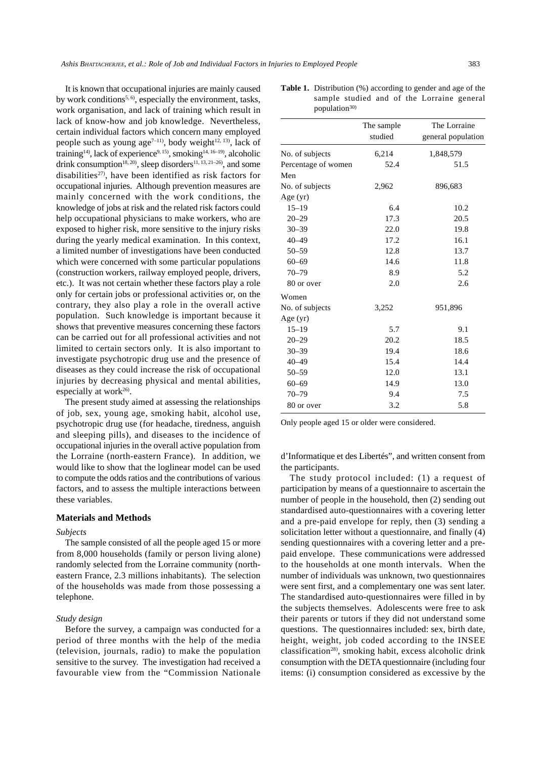It is known that occupational injuries are mainly caused by work conditions[5, 6], especially the environment, tasks, work organisation, and lack of training which result in lack of know-how and job knowledge. Nevertheless, certain individual factors which concern many employed people such as young age[7–11], body weight[12, 13], lack of training[14], lack of experience[9, 15], smoking[14, 16–19], alcoholic drink consumption[18, 20], sleep disorders[11, 13, 21–26], and some disabilities[27], have been identified as risk factors for occupational injuries. Although prevention measures are mainly concerned with the work conditions, the knowledge of jobs at risk and the related risk factors could help occupational physicians to make workers, who are exposed to higher risk, more sensitive to the injury risks during the yearly medical examination. In this context, a limited number of investigations have been conducted which were concerned with some particular populations (construction workers, railway employed people, drivers, etc.). It was not certain whether these factors play a role only for certain jobs or professional activities or, on the contrary, they also play a role in the overall active population. Such knowledge is important because it shows that preventive measures concerning these factors can be carried out for all professional activities and not limited to certain sectors only. It is also important to investigate psychotropic drug use and the presence of diseases as they could increase the risk of occupational injuries by decreasing physical and mental abilities, especially at work[26].

The present study aimed at assessing the relationships of job, sex, young age, smoking habit, alcohol use, psychotropic drug use (for headache, tiredness, anguish and sleeping pills), and diseases to the incidence of occupational injuries in the overall active population from the Lorraine (north-eastern France). In addition, we would like to show that the loglinear model can be used to compute the odds ratios and the contributions of various factors, and to assess the multiple interactions between these variables.

## Materials and Methods

*Subjects*

The sample consisted of all the people aged 15 or more from 8,000 households (family or person living alone) randomly selected from the Lorraine community (north-eastern France, 2.3 millions inhabitants). The selection of the households was made from those possessing a telephone.

*Study design*

Before the survey, a campaign was conducted for a period of three months with the help of the media (television, journals, radio) to make the population sensitive to the survey. The investigation had received a favourable view from the "Commission Nationale d'Informatique et des Libertés", and written consent from the participants.

**Table 1.** Distribution (%) according to gender and age of the sample studied and of the Lorraine general population[30]

| | The sample studied | The Lorraine general population |
|---|---|---|
| No. of subjects | 6,214 | 1,848,579 |
| Percentage of women | 52.4 | 51.5 |
| Men | | |
| No. of subjects | 2,962 | 896,683 |
| Age (yr) | | |
| 15–19 | 6.4 | 10.2 |
| 20–29 | 17.3 | 20.5 |
| 30–39 | 22.0 | 19.8 |
| 40–49 | 17.2 | 16.1 |
| 50–59 | 12.8 | 13.7 |
| 60–69 | 14.6 | 11.8 |
| 70–79 | 8.9 | 5.2 |
| 80 or over | 2.0 | 2.6 |
| Women | | |
| No. of subjects | 3,252 | 951,896 |
| Age (yr) | | |
| 15–19 | 5.7 | 9.1 |
| 20–29 | 20.2 | 18.5 |
| 30–39 | 19.4 | 18.6 |
| 40–49 | 15.4 | 14.4 |
| 50–59 | 12.0 | 13.1 |
| 60–69 | 14.9 | 13.0 |
| 70–79 | 9.4 | 7.5 |
| 80 or over | 3.2 | 5.8 |

Only people aged 15 or older were considered.

The study protocol included: (1) a request of participation by means of a questionnaire to ascertain the number of people in the household, then (2) sending out standardised auto-questionnaires with a covering letter and a pre-paid envelope for reply, then (3) sending a solicitation letter without a questionnaire, and finally (4) sending questionnaires with a covering letter and a pre-paid envelope. These communications were addressed to the households at one month intervals. When the number of individuals was unknown, two questionnaires were sent first, and a complementary one was sent later. The standardised auto-questionnaires were filled in by the subjects themselves. Adolescents were free to ask their parents or tutors if they did not understand some questions. The questionnaires included: sex, birth date, height, weight, job coded according to the INSEE classification[28], smoking habit, excess alcoholic drink consumption with the DETA questionnaire (including four items: (i) consumption considered as excessive by the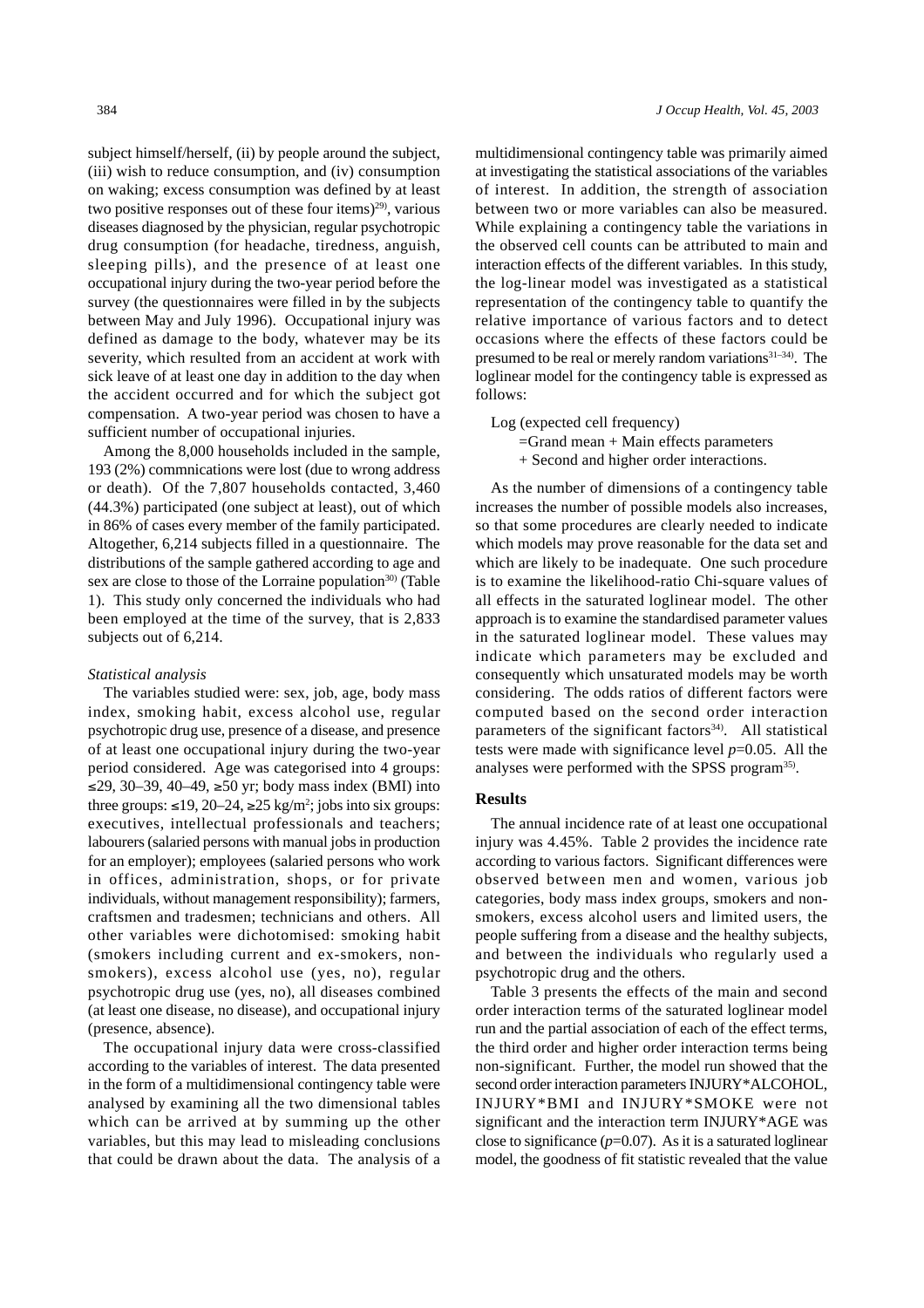subject himself/herself, (ii) by people around the subject, (iii) wish to reduce consumption, and (iv) consumption on waking; excess consumption was defined by at least two positive responses out of these four items)[29], various diseases diagnosed by the physician, regular psychotropic drug consumption (for headache, tiredness, anguish, sleeping pills), and the presence of at least one occupational injury during the two-year period before the survey (the questionnaires were filled in by the subjects between May and July 1996). Occupational injury was defined as damage to the body, whatever may be its severity, which resulted from an accident at work with sick leave of at least one day in addition to the day when the accident occurred and for which the subject got compensation. A two-year period was chosen to have a sufficient number of occupational injuries.

Among the 8,000 households included in the sample, 193 (2%) commnications were lost (due to wrong address or death). Of the 7,807 households contacted, 3,460 (44.3%) participated (one subject at least), out of which in 86% of cases every member of the family participated. Altogether, 6,214 subjects filled in a questionnaire. The distributions of the sample gathered according to age and sex are close to those of the Lorraine population[30] (Table 1). This study only concerned the individuals who had been employed at the time of the survey, that is 2,833 subjects out of 6,214.

*Statistical analysis*

The variables studied were: sex, job, age, body mass index, smoking habit, excess alcohol use, regular psychotropic drug use, presence of a disease, and presence of at least one occupational injury during the two-year period considered. Age was categorised into 4 groups: ≤29, 30–39, 40–49, ≥50 yr; body mass index (BMI) into three groups: ≤19, 20–24, ≥25 kg/m$^2$; jobs into six groups: executives, intellectual professionals and teachers; labourers (salaried persons with manual jobs in production for an employer); employees (salaried persons who work in offices, administration, shops, or for private individuals, without management responsibility); farmers, craftsmen and tradesmen; technicians and others. All other variables were dichotomised: smoking habit (smokers including current and ex-smokers, non-smokers), excess alcohol use (yes, no), regular psychotropic drug use (yes, no), all diseases combined (at least one disease, no disease), and occupational injury (presence, absence).

The occupational injury data were cross-classified according to the variables of interest. The data presented in the form of a multidimensional contingency table were analysed by examining all the two dimensional tables which can be arrived at by summing up the other variables, but this may lead to misleading conclusions that could be drawn about the data. The analysis of a multidimensional contingency table was primarily aimed at investigating the statistical associations of the variables of interest. In addition, the strength of association between two or more variables can also be measured. While explaining a contingency table the variations in the observed cell counts can be attributed to main and interaction effects of the different variables. In this study, the log-linear model was investigated as a statistical representation of the contingency table to quantify the relative importance of various factors and to detect occasions where the effects of these factors could be presumed to be real or merely random variations[31–34]. The loglinear model for the contingency table is expressed as follows:

Log (expected cell frequency)
=Grand mean + Main effects parameters
+ Second and higher order interactions.

As the number of dimensions of a contingency table increases the number of possible models also increases, so that some procedures are clearly needed to indicate which models may prove reasonable for the data set and which are likely to be inadequate. One such procedure is to examine the likelihood-ratio Chi-square values of all effects in the saturated loglinear model. The other approach is to examine the standardised parameter values in the saturated loglinear model. These values may indicate which parameters may be excluded and consequently which unsaturated models may be worth considering. The odds ratios of different factors were computed based on the second order interaction parameters of the significant factors[34]. All statistical tests were made with significance level $p$=0.05. All the analyses were performed with the SPSS program[35].

## Results

The annual incidence rate of at least one occupational injury was 4.45%. Table 2 provides the incidence rate according to various factors. Significant differences were observed between men and women, various job categories, body mass index groups, smokers and non-smokers, excess alcohol users and limited users, the people suffering from a disease and the healthy subjects, and between the individuals who regularly used a psychotropic drug and the others.

Table 3 presents the effects of the main and second order interaction terms of the saturated loglinear model run and the partial association of each of the effect terms, the third order and higher order interaction terms being non-significant. Further, the model run showed that the second order interaction parameters INJURY*ALCOHOL, INJURY*BMI and INJURY*SMOKE were not significant and the interaction term INJURY*AGE was close to significance ($p$=0.07). As it is a saturated loglinear model, the goodness of fit statistic revealed that the value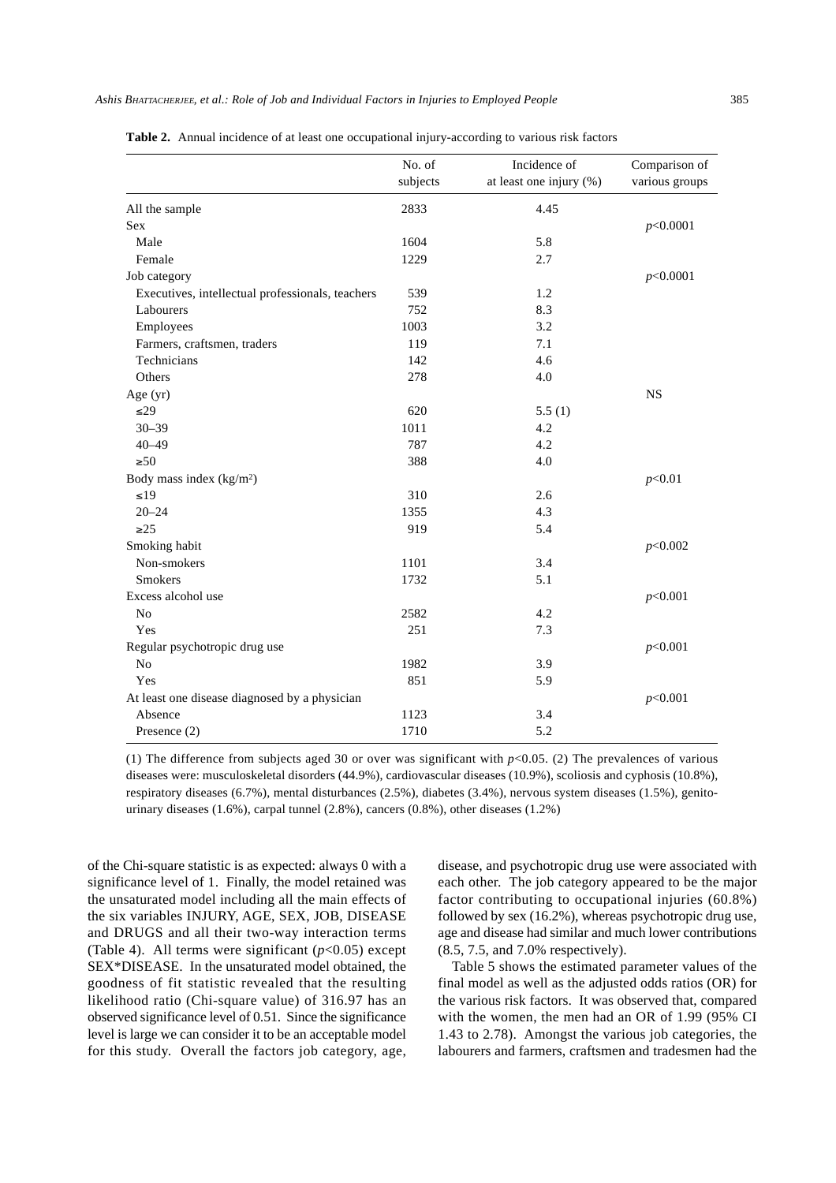**Table 2.** Annual incidence of at least one occupational injury-according to various risk factors

| | No. of subjects | Incidence of at least one injury (%) | Comparison of various groups |
|---|---|---|---|
| All the sample | 2833 | 4.45 | |
| Sex | | | $p$<0.0001 |
| Male | 1604 | 5.8 | |
| Female | 1229 | 2.7 | |
| Job category | | | $p$<0.0001 |
| Executives, intellectual professionals, teachers | 539 | 1.2 | |
| Labourers | 752 | 8.3 | |
| Employees | 1003 | 3.2 | |
| Farmers, craftsmen, traders | 119 | 7.1 | |
| Technicians | 142 | 4.6 | |
| Others | 278 | 4.0 | |
| Age (yr) | | | NS |
| ≤29 | 620 | 5.5 (1) | |
| 30–39 | 1011 | 4.2 | |
| 40–49 | 787 | 4.2 | |
| ≥50 | 388 | 4.0 | |
| Body mass index (kg/m²) | | | $p$<0.01 |
| ≤19 | 310 | 2.6 | |
| 20–24 | 1355 | 4.3 | |
| ≥25 | 919 | 5.4 | |
| Smoking habit | | | $p$<0.002 |
| Non-smokers | 1101 | 3.4 | |
| Smokers | 1732 | 5.1 | |
| Excess alcohol use | | | $p$<0.001 |
| No | 2582 | 4.2 | |
| Yes | 251 | 7.3 | |
| Regular psychotropic drug use | | | $p$<0.001 |
| No | 1982 | 3.9 | |
| Yes | 851 | 5.9 | |
| At least one disease diagnosed by a physician | | | $p$<0.001 |
| Absence | 1123 | 3.4 | |
| Presence (2) | 1710 | 5.2 | |

(1) The difference from subjects aged 30 or over was significant with $p$<0.05. (2) The prevalences of various diseases were: musculoskeletal disorders (44.9%), cardiovascular diseases (10.9%), scoliosis and cyphosis (10.8%), respiratory diseases (6.7%), mental disturbances (2.5%), diabetes (3.4%), nervous system diseases (1.5%), genito-urinary diseases (1.6%), carpal tunnel (2.8%), cancers (0.8%), other diseases (1.2%)

of the Chi-square statistic is as expected: always 0 with a significance level of 1. Finally, the model retained was the unsaturated model including all the main effects of the six variables INJURY, AGE, SEX, JOB, DISEASE and DRUGS and all their two-way interaction terms (Table 4). All terms were significant ($p$<0.05) except SEX*DISEASE. In the unsaturated model obtained, the goodness of fit statistic revealed that the resulting likelihood ratio (Chi-square value) of 316.97 has an observed significance level of 0.51. Since the significance level is large we can consider it to be an acceptable model for this study. Overall the factors job category, age, disease, and psychotropic drug use were associated with each other. The job category appeared to be the major factor contributing to occupational injuries (60.8%) followed by sex (16.2%), whereas psychotropic drug use, age and disease had similar and much lower contributions (8.5, 7.5, and 7.0% respectively).

Table 5 shows the estimated parameter values of the final model as well as the adjusted odds ratios (OR) for the various risk factors. It was observed that, compared with the women, the men had an OR of 1.99 (95% CI 1.43 to 2.78). Amongst the various job categories, the labourers and farmers, craftsmen and tradesmen had the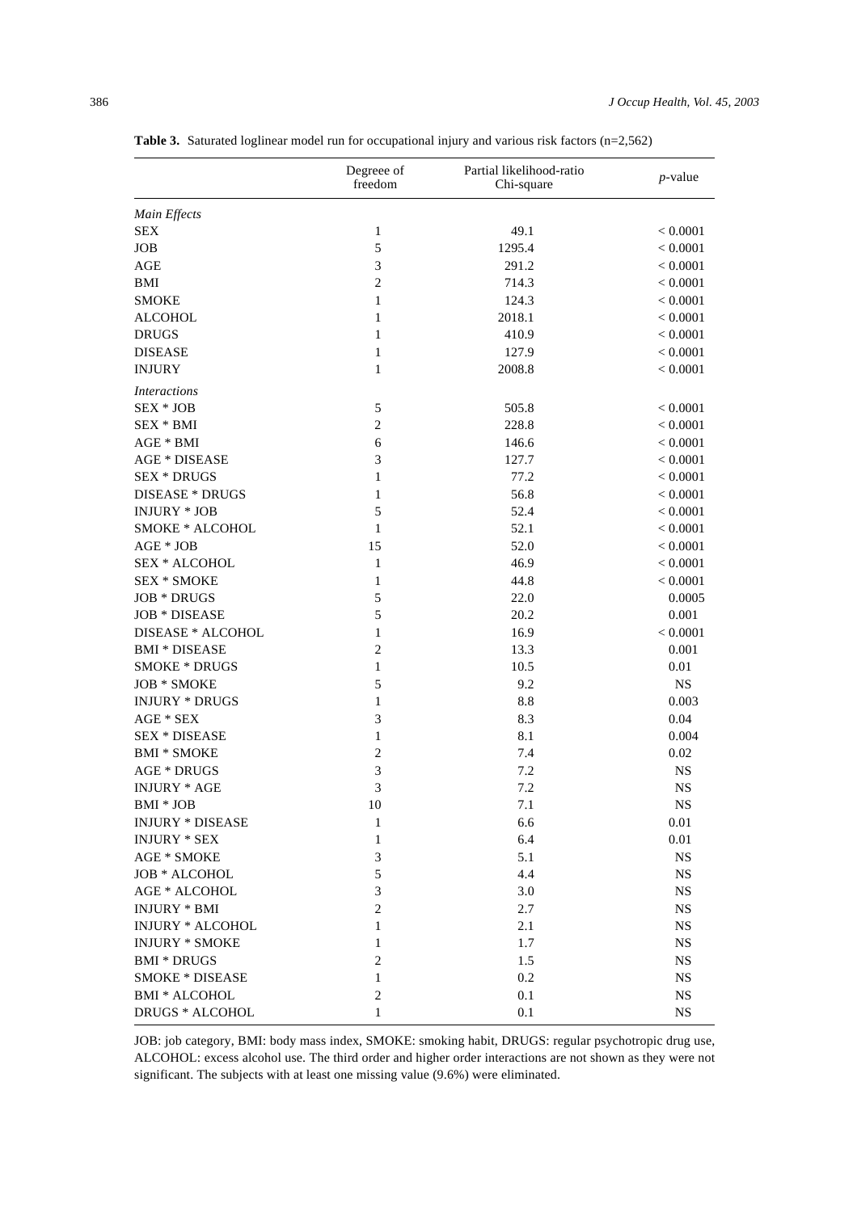**Table 3.** Saturated loglinear model run for occupational injury and various risk factors (n=2,562)

| | Degreee of freedom | Partial likelihood-ratio Chi-square | *p*-value |
|---|---|---|---|
| *Main Effects* | | | |
| SEX | 1 | 49.1 | < 0.0001 |
| JOB | 5 | 1295.4 | < 0.0001 |
| AGE | 3 | 291.2 | < 0.0001 |
| BMI | 2 | 714.3 | < 0.0001 |
| SMOKE | 1 | 124.3 | < 0.0001 |
| ALCOHOL | 1 | 2018.1 | < 0.0001 |
| DRUGS | 1 | 410.9 | < 0.0001 |
| DISEASE | 1 | 127.9 | < 0.0001 |
| INJURY | 1 | 2008.8 | < 0.0001 |
| *Interactions* | | | |
| SEX * JOB | 5 | 505.8 | < 0.0001 |
| SEX * BMI | 2 | 228.8 | < 0.0001 |
| AGE * BMI | 6 | 146.6 | < 0.0001 |
| AGE * DISEASE | 3 | 127.7 | < 0.0001 |
| SEX * DRUGS | 1 | 77.2 | < 0.0001 |
| DISEASE * DRUGS | 1 | 56.8 | < 0.0001 |
| INJURY * JOB | 5 | 52.4 | < 0.0001 |
| SMOKE * ALCOHOL | 1 | 52.1 | < 0.0001 |
| AGE * JOB | 15 | 52.0 | < 0.0001 |
| SEX * ALCOHOL | 1 | 46.9 | < 0.0001 |
| SEX * SMOKE | 1 | 44.8 | < 0.0001 |
| JOB * DRUGS | 5 | 22.0 | 0.0005 |
| JOB * DISEASE | 5 | 20.2 | 0.001 |
| DISEASE * ALCOHOL | 1 | 16.9 | < 0.0001 |
| BMI * DISEASE | 2 | 13.3 | 0.001 |
| SMOKE * DRUGS | 1 | 10.5 | 0.01 |
| JOB * SMOKE | 5 | 9.2 | NS |
| INJURY * DRUGS | 1 | 8.8 | 0.003 |
| AGE * SEX | 3 | 8.3 | 0.04 |
| SEX * DISEASE | 1 | 8.1 | 0.004 |
| BMI * SMOKE | 2 | 7.4 | 0.02 |
| AGE * DRUGS | 3 | 7.2 | NS |
| INJURY * AGE | 3 | 7.2 | NS |
| BMI * JOB | 10 | 7.1 | NS |
| INJURY * DISEASE | 1 | 6.6 | 0.01 |
| INJURY * SEX | 1 | 6.4 | 0.01 |
| AGE * SMOKE | 3 | 5.1 | NS |
| JOB * ALCOHOL | 5 | 4.4 | NS |
| AGE * ALCOHOL | 3 | 3.0 | NS |
| INJURY * BMI | 2 | 2.7 | NS |
| INJURY * ALCOHOL | 1 | 2.1 | NS |
| INJURY * SMOKE | 1 | 1.7 | NS |
| BMI * DRUGS | 2 | 1.5 | NS |
| SMOKE * DISEASE | 1 | 0.2 | NS |
| BMI * ALCOHOL | 2 | 0.1 | NS |
| DRUGS * ALCOHOL | 1 | 0.1 | NS |

JOB: job category, BMI: body mass index, SMOKE: smoking habit, DRUGS: regular psychotropic drug use, ALCOHOL: excess alcohol use. The third order and higher order interactions are not shown as they were not significant. The subjects with at least one missing value (9.6%) were eliminated.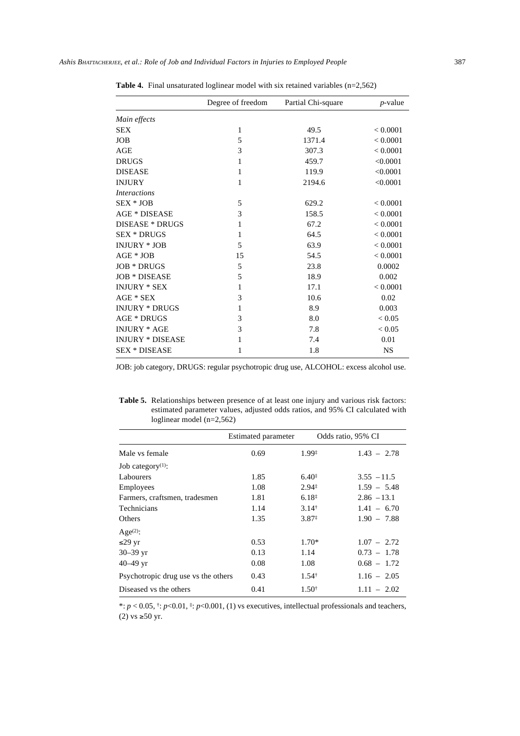**Table 4.** Final unsaturated loglinear model with six retained variables (n=2,562)

| | Degree of freedom | Partial Chi-square | *p*-value |
|---|---|---|---|
| *Main effects* | | | |
| SEX | 1 | 49.5 | < 0.0001 |
| JOB | 5 | 1371.4 | < 0.0001 |
| AGE | 3 | 307.3 | < 0.0001 |
| DRUGS | 1 | 459.7 | <0.0001 |
| DISEASE | 1 | 119.9 | <0.0001 |
| INJURY | 1 | 2194.6 | <0.0001 |
| *Interactions* | | | |
| SEX * JOB | 5 | 629.2 | < 0.0001 |
| AGE * DISEASE | 3 | 158.5 | < 0.0001 |
| DISEASE * DRUGS | 1 | 67.2 | < 0.0001 |
| SEX * DRUGS | 1 | 64.5 | < 0.0001 |
| INJURY * JOB | 5 | 63.9 | < 0.0001 |
| AGE * JOB | 15 | 54.5 | < 0.0001 |
| JOB * DRUGS | 5 | 23.8 | 0.0002 |
| JOB * DISEASE | 5 | 18.9 | 0.002 |
| INJURY * SEX | 1 | 17.1 | < 0.0001 |
| AGE * SEX | 3 | 10.6 | 0.02 |
| INJURY * DRUGS | 1 | 8.9 | 0.003 |
| AGE * DRUGS | 3 | 8.0 | < 0.05 |
| INJURY * AGE | 3 | 7.8 | < 0.05 |
| INJURY * DISEASE | 1 | 7.4 | 0.01 |
| SEX * DISEASE | 1 | 1.8 | NS |

JOB: job category, DRUGS: regular psychotropic drug use, ALCOHOL: excess alcohol use.

**Table 5.** Relationships between presence of at least one injury and various risk factors: estimated parameter values, adjusted odds ratios, and 95% CI calculated with loglinear model (n=2,562)

| | Estimated parameter | Odds ratio | 95% CI |
|---|---|---|---|
| Male vs female | 0.69 | 1.99‡ | 1.43 – 2.78 |
| Job category(1): | | | |
| Labourers | 1.85 | 6.40‡ | 3.55 – 11.5 |
| Employees | 1.08 | 2.94‡ | 1.59 – 5.48 |
| Farmers, craftsmen, tradesmen | 1.81 | 6.18‡ | 2.86 – 13.1 |
| Technicians | 1.14 | 3.14† | 1.41 – 6.70 |
| Others | 1.35 | 3.87‡ | 1.90 – 7.88 |
| Age(2): | | | |
| ≤29 yr | 0.53 | 1.70* | 1.07 – 2.72 |
| 30–39 yr | 0.13 | 1.14 | 0.73 – 1.78 |
| 40–49 yr | 0.08 | 1.08 | 0.68 – 1.72 |
| Psychotropic drug use vs the others | 0.43 | 1.54† | 1.16 – 2.05 |
| Diseased vs the others | 0.41 | 1.50† | 1.11 – 2.02 |

*: $p < 0.05$, †: $p<0.01$, ‡: $p<0.001$, (1) vs executives, intellectual professionals and teachers, (2) vs ≥50 yr.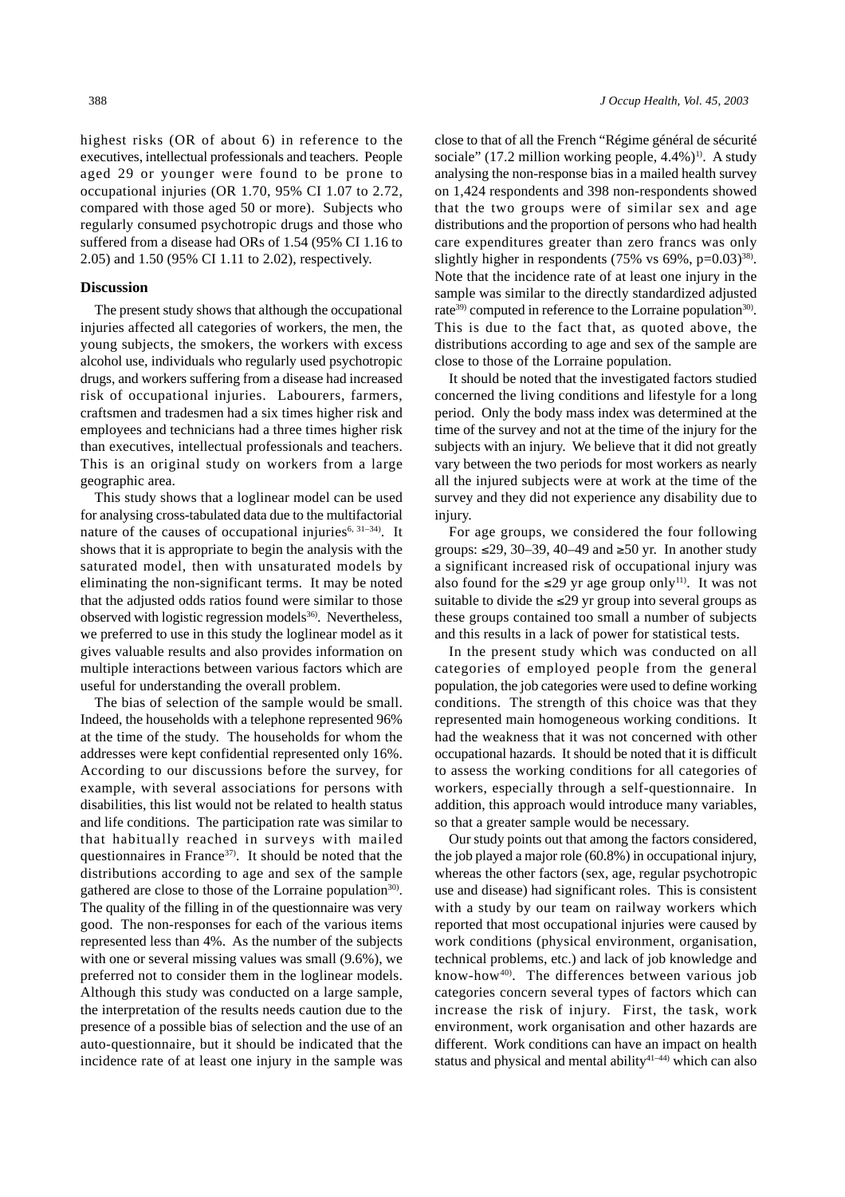highest risks (OR of about 6) in reference to the executives, intellectual professionals and teachers. People aged 29 or younger were found to be prone to occupational injuries (OR 1.70, 95% CI 1.07 to 2.72, compared with those aged 50 or more). Subjects who regularly consumed psychotropic drugs and those who suffered from a disease had ORs of 1.54 (95% CI 1.16 to 2.05) and 1.50 (95% CI 1.11 to 2.02), respectively.

## Discussion

The present study shows that although the occupational injuries affected all categories of workers, the men, the young subjects, the smokers, the workers with excess alcohol use, individuals who regularly used psychotropic drugs, and workers suffering from a disease had increased risk of occupational injuries. Labourers, farmers, craftsmen and tradesmen had a six times higher risk and employees and technicians had a three times higher risk than executives, intellectual professionals and teachers. This is an original study on workers from a large geographic area.

This study shows that a loglinear model can be used for analysing cross-tabulated data due to the multifactorial nature of the causes of occupational injuries[6, 31–34]. It shows that it is appropriate to begin the analysis with the saturated model, then with unsaturated models by eliminating the non-significant terms. It may be noted that the adjusted odds ratios found were similar to those observed with logistic regression models[36]. Nevertheless, we preferred to use in this study the loglinear model as it gives valuable results and also provides information on multiple interactions between various factors which are useful for understanding the overall problem.

The bias of selection of the sample would be small. Indeed, the households with a telephone represented 96% at the time of the study. The households for whom the addresses were kept confidential represented only 16%. According to our discussions before the survey, for example, with several associations for persons with disabilities, this list would not be related to health status and life conditions. The participation rate was similar to that habitually reached in surveys with mailed questionnaires in France[37]. It should be noted that the distributions according to age and sex of the sample gathered are close to those of the Lorraine population[30]. The quality of the filling in of the questionnaire was very good. The non-responses for each of the various items represented less than 4%. As the number of the subjects with one or several missing values was small (9.6%), we preferred not to consider them in the loglinear models. Although this study was conducted on a large sample, the interpretation of the results needs caution due to the presence of a possible bias of selection and the use of an auto-questionnaire, but it should be indicated that the incidence rate of at least one injury in the sample was close to that of all the French "Régime général de sécurité sociale" (17.2 million working people, 4.4%)[1]. A study analysing the non-response bias in a mailed health survey on 1,424 respondents and 398 non-respondents showed that the two groups were of similar sex and age distributions and the proportion of persons who had health care expenditures greater than zero francs was only slightly higher in respondents (75% vs 69%, p=0.03)[38]. Note that the incidence rate of at least one injury in the sample was similar to the directly standardized adjusted rate[39] computed in reference to the Lorraine population[30]. This is due to the fact that, as quoted above, the distributions according to age and sex of the sample are close to those of the Lorraine population.

It should be noted that the investigated factors studied concerned the living conditions and lifestyle for a long period. Only the body mass index was determined at the time of the survey and not at the time of the injury for the subjects with an injury. We believe that it did not greatly vary between the two periods for most workers as nearly all the injured subjects were at work at the time of the survey and they did not experience any disability due to injury.

For age groups, we considered the four following groups: ≤29, 30–39, 40–49 and ≥50 yr. In another study a significant increased risk of occupational injury was also found for the ≤29 yr age group only[11]. It was not suitable to divide the ≤29 yr group into several groups as these groups contained too small a number of subjects and this results in a lack of power for statistical tests.

In the present study which was conducted on all categories of employed people from the general population, the job categories were used to define working conditions. The strength of this choice was that they represented main homogeneous working conditions. It had the weakness that it was not concerned with other occupational hazards. It should be noted that it is difficult to assess the working conditions for all categories of workers, especially through a self-questionnaire. In addition, this approach would introduce many variables, so that a greater sample would be necessary.

Our study points out that among the factors considered, the job played a major role (60.8%) in occupational injury, whereas the other factors (sex, age, regular psychotropic use and disease) had significant roles. This is consistent with a study by our team on railway workers which reported that most occupational injuries were caused by work conditions (physical environment, organisation, technical problems, etc.) and lack of job knowledge and know-how[40]. The differences between various job categories concern several types of factors which can increase the risk of injury. First, the task, work environment, work organisation and other hazards are different. Work conditions can have an impact on health status and physical and mental ability[41–44] which can also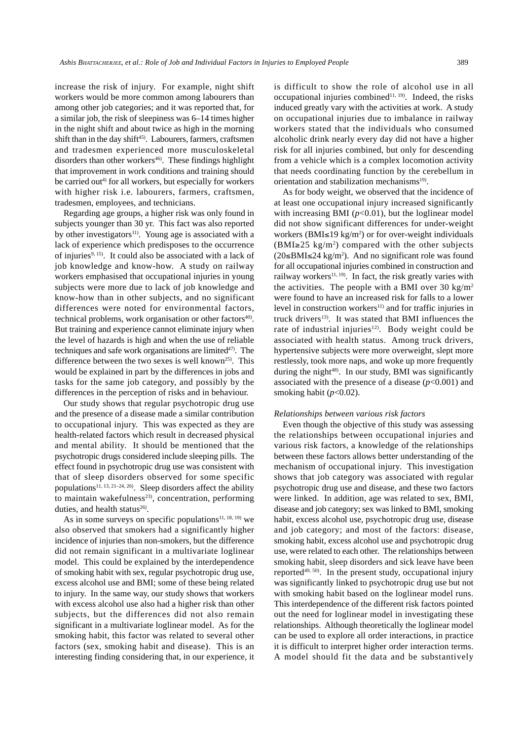increase the risk of injury. For example, night shift workers would be more common among labourers than among other job categories; and it was reported that, for a similar job, the risk of sleepiness was 6–14 times higher in the night shift and about twice as high in the morning shift than in the day shift[45]. Labourers, farmers, craftsmen and tradesmen experienced more musculoskeletal disorders than other workers[46]. These findings highlight that improvement in work conditions and training should be carried out[4] for all workers, but especially for workers with higher risk i.e. labourers, farmers, craftsmen, tradesmen, employees, and technicians.

Regarding age groups, a higher risk was only found in subjects younger than 30 yr. This fact was also reported by other investigators[11]. Young age is associated with a lack of experience which predisposes to the occurrence of injuries[9, 15]. It could also be associated with a lack of job knowledge and know-how. A study on railway workers emphasised that occupational injuries in young subjects were more due to lack of job knowledge and know-how than in other subjects, and no significant differences were noted for environmental factors, technical problems, work organisation or other factors[40]. But training and experience cannot eliminate injury when the level of hazards is high and when the use of reliable techniques and safe work organisations are limited[47]. The difference between the two sexes is well known[25]. This would be explained in part by the differences in jobs and tasks for the same job category, and possibly by the differences in the perception of risks and in behaviour.

Our study shows that regular psychotropic drug use and the presence of a disease made a similar contribution to occupational injury. This was expected as they are health-related factors which result in decreased physical and mental ability. It should be mentioned that the psychotropic drugs considered include sleeping pills. The effect found in psychotropic drug use was consistent with that of sleep disorders observed for some specific populations[11, 13, 21–24, 26]. Sleep disorders affect the ability to maintain wakefulness[23], concentration, performing duties, and health status[26].

As in some surveys on specific populations[11, 18, 19] we also observed that smokers had a significantly higher incidence of injuries than non-smokers, but the difference did not remain significant in a multivariate loglinear model. This could be explained by the interdependence of smoking habit with sex, regular psychotropic drug use, excess alcohol use and BMI; some of these being related to injury. In the same way, our study shows that workers with excess alcohol use also had a higher risk than other subjects, but the differences did not also remain significant in a multivariate loglinear model. As for the smoking habit, this factor was related to several other factors (sex, smoking habit and disease). This is an interesting finding considering that, in our experience, it is difficult to show the role of alcohol use in all occupational injuries combined[11, 19]. Indeed, the risks induced greatly vary with the activities at work. A study on occupational injuries due to imbalance in railway workers stated that the individuals who consumed alcoholic drink nearly every day did not have a higher risk for all injuries combined, but only for descending from a vehicle which is a complex locomotion activity that needs coordinating function by the cerebellum in orientation and stabilization mechanisms[19].

As for body weight, we observed that the incidence of at least one occupational injury increased significantly with increasing BMI ($p<0.01$), but the loglinear model did not show significant differences for under-weight workers (BMI≤19 kg/m$^2$) or for over-weight individuals (BMI≥25 kg/m$^2$) compared with the other subjects (20≤BMI≤24 kg/m$^2$). And no significant role was found for all occupational injuries combined in construction and railway workers[11, 19]. In fact, the risk greatly varies with the activities. The people with a BMI over 30 kg/m$^2$ were found to have an increased risk for falls to a lower level in construction workers[11] and for traffic injuries in truck drivers[13]. It was stated that BMI influences the rate of industrial injuries[12]. Body weight could be associated with health status. Among truck drivers, hypertensive subjects were more overweight, slept more restlessly, took more naps, and woke up more frequently during the night[48]. In our study, BMI was significantly associated with the presence of a disease ($p<0.001$) and smoking habit ($p<0.02$).

*Relationships between various risk factors*

Even though the objective of this study was assessing the relationships between occupational injuries and various risk factors, a knowledge of the relationships between these factors allows better understanding of the mechanism of occupational injury. This investigation shows that job category was associated with regular psychotropic drug use and disease, and these two factors were linked. In addition, age was related to sex, BMI, disease and job category; sex was linked to BMI, smoking habit, excess alcohol use, psychotropic drug use, disease and job category; and most of the factors: disease, smoking habit, excess alcohol use and psychotropic drug use, were related to each other. The relationships between smoking habit, sleep disorders and sick leave have been reported[49, 50]. In the present study, occupational injury was significantly linked to psychotropic drug use but not with smoking habit based on the loglinear model runs. This interdependence of the different risk factors pointed out the need for loglinear model in investigating these relationships. Although theoretically the loglinear model can be used to explore all order interactions, in practice it is difficult to interpret higher order interaction terms. A model should fit the data and be substantively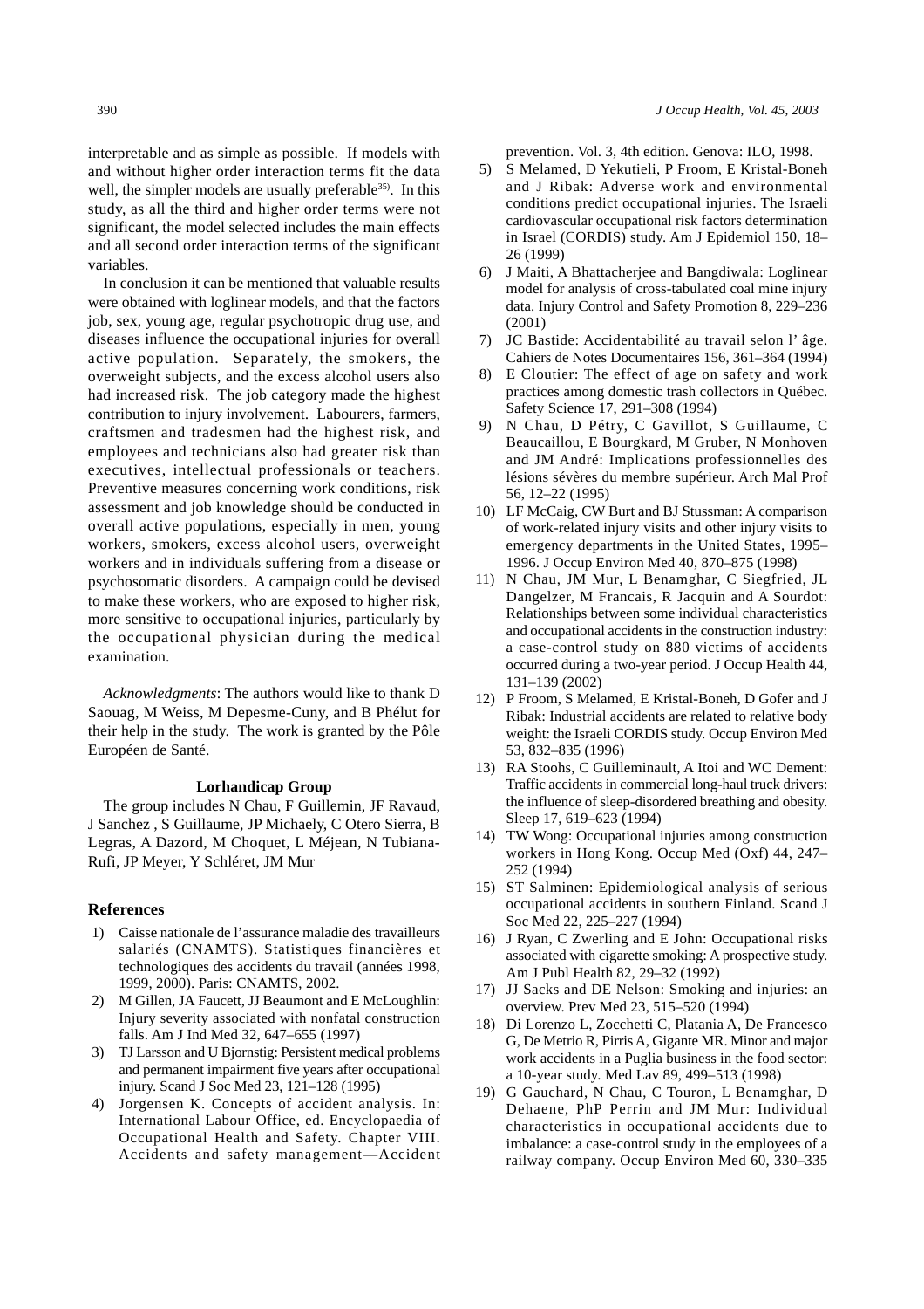interpretable and as simple as possible. If models with and without higher order interaction terms fit the data well, the simpler models are usually preferable[35]. In this study, as all the third and higher order terms were not significant, the model selected includes the main effects and all second order interaction terms of the significant variables.

In conclusion it can be mentioned that valuable results were obtained with loglinear models, and that the factors job, sex, young age, regular psychotropic drug use, and diseases influence the occupational injuries for overall active population. Separately, the smokers, the overweight subjects, and the excess alcohol users also had increased risk. The job category made the highest contribution to injury involvement. Labourers, farmers, craftsmen and tradesmen had the highest risk, and employees and technicians also had greater risk than executives, intellectual professionals or teachers. Preventive measures concerning work conditions, risk assessment and job knowledge should be conducted in overall active populations, especially in men, young workers, smokers, excess alcohol users, overweight workers and in individuals suffering from a disease or psychosomatic disorders. A campaign could be devised to make these workers, who are exposed to higher risk, more sensitive to occupational injuries, particularly by the occupational physician during the medical examination.

*Acknowledgments*: The authors would like to thank D Saouag, M Weiss, M Depesme-Cuny, and B Phélut for their help in the study. The work is granted by the Pôle Européen de Santé.

**Lorhandicap Group**

The group includes N Chau, F Guillemin, JF Ravaud, J Sanchez , S Guillaume, JP Michaely, C Otero Sierra, B Legras, A Dazord, M Choquet, L Méjean, N Tubiana-Rufi, JP Meyer, Y Schléret, JM Mur

## References

1) Caisse nationale de l'assurance maladie des travailleurs salariés (CNAMTS). Statistiques financières et technologiques des accidents du travail (années 1998, 1999, 2000). Paris: CNAMTS, 2002.
2) M Gillen, JA Faucett, JJ Beaumont and E McLoughlin: Injury severity associated with nonfatal construction falls. Am J Ind Med 32, 647–655 (1997)
3) TJ Larsson and U Bjornstig: Persistent medical problems and permanent impairment five years after occupational injury. Scand J Soc Med 23, 121–128 (1995)
4) Jorgensen K. Concepts of accident analysis. In: International Labour Office, ed. Encyclopaedia of Occupational Health and Safety. Chapter VIII. Accidents and safety management—Accident prevention. Vol. 3, 4th edition. Genova: ILO, 1998.
5) S Melamed, D Yekutieli, P Froom, E Kristal-Boneh and J Ribak: Adverse work and environmental conditions predict occupational injuries. The Israeli cardiovascular occupational risk factors determination in Israel (CORDIS) study. Am J Epidemiol 150, 18–26 (1999)
6) J Maiti, A Bhattacherjee and Bangdiwala: Loglinear model for analysis of cross-tabulated coal mine injury data. Injury Control and Safety Promotion 8, 229–236 (2001)
7) JC Bastide: Accidentabilité au travail selon l' âge. Cahiers de Notes Documentaires 156, 361–364 (1994)
8) E Cloutier: The effect of age on safety and work practices among domestic trash collectors in Québec. Safety Science 17, 291–308 (1994)
9) N Chau, D Pétry, C Gavillot, S Guillaume, C Beaucaillou, E Bourgkard, M Gruber, N Monhoven and JM André: Implications professionnelles des lésions sévères du membre supérieur. Arch Mal Prof 56, 12–22 (1995)
10) LF McCaig, CW Burt and BJ Stussman: A comparison of work-related injury visits and other injury visits to emergency departments in the United States, 1995–1996. J Occup Environ Med 40, 870–875 (1998)
11) N Chau, JM Mur, L Benamghar, C Siegfried, JL Dangelzer, M Francais, R Jacquin and A Sourdot: Relationships between some individual characteristics and occupational accidents in the construction industry: a case-control study on 880 victims of accidents occurred during a two-year period. J Occup Health 44, 131–139 (2002)
12) P Froom, S Melamed, E Kristal-Boneh, D Gofer and J Ribak: Industrial accidents are related to relative body weight: the Israeli CORDIS study. Occup Environ Med 53, 832–835 (1996)
13) RA Stoohs, C Guilleminault, A Itoi and WC Dement: Traffic accidents in commercial long-haul truck drivers: the influence of sleep-disordered breathing and obesity. Sleep 17, 619–623 (1994)
14) TW Wong: Occupational injuries among construction workers in Hong Kong. Occup Med (Oxf) 44, 247–252 (1994)
15) ST Salminen: Epidemiological analysis of serious occupational accidents in southern Finland. Scand J Soc Med 22, 225–227 (1994)
16) J Ryan, C Zwerling and E John: Occupational risks associated with cigarette smoking: A prospective study. Am J Publ Health 82, 29–32 (1992)
17) JJ Sacks and DE Nelson: Smoking and injuries: an overview. Prev Med 23, 515–520 (1994)
18) Di Lorenzo L, Zocchetti C, Platania A, De Francesco G, De Metrio R, Pirris A, Gigante MR. Minor and major work accidents in a Puglia business in the food sector: a 10-year study. Med Lav 89, 499–513 (1998)
19) G Gauchard, N Chau, C Touron, L Benamghar, D Dehaene, PhP Perrin and JM Mur: Individual characteristics in occupational accidents due to imbalance: a case-control study in the employees of a railway company. Occup Environ Med 60, 330–335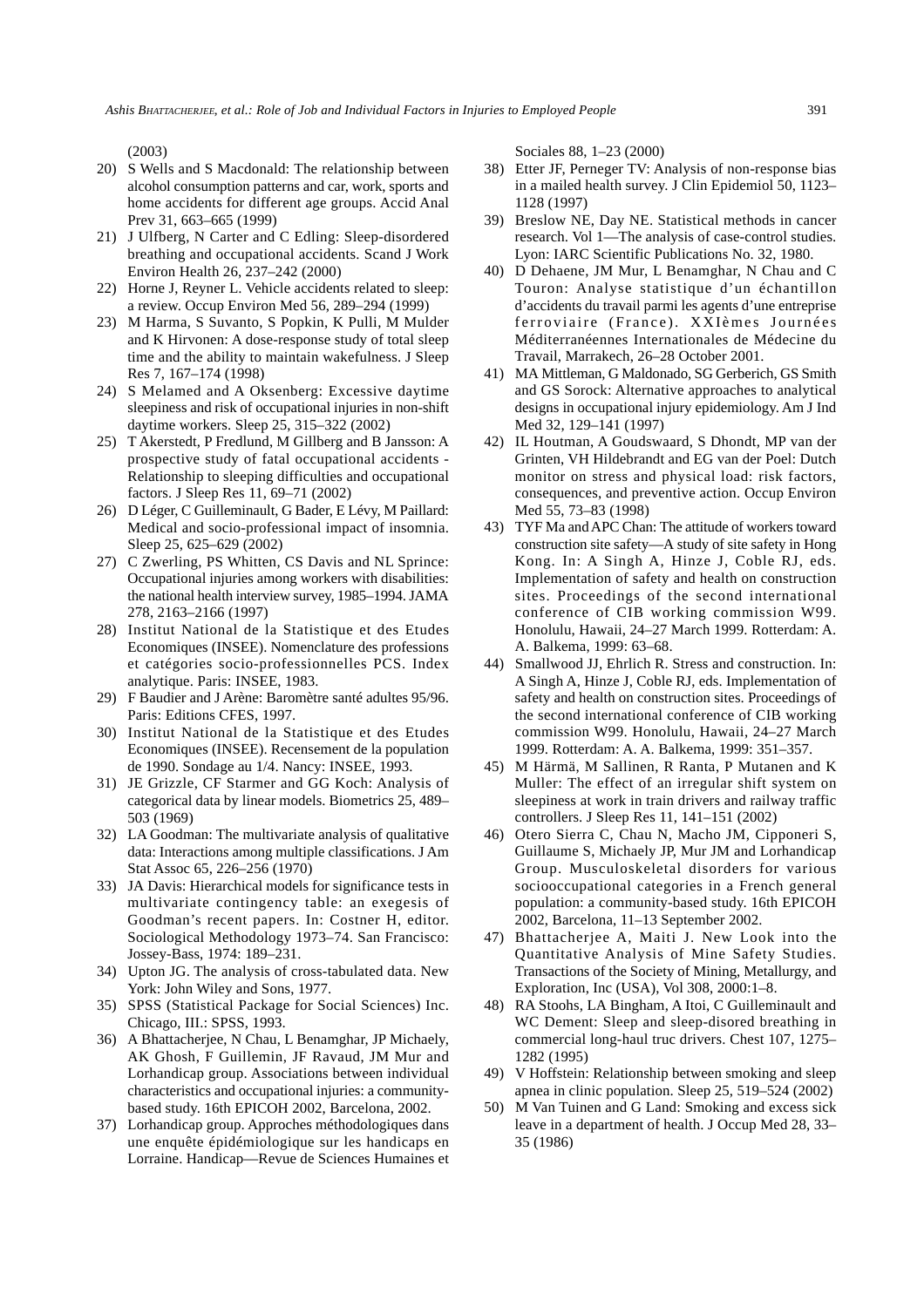(2003)

20) S Wells and S Macdonald: The relationship between alcohol consumption patterns and car, work, sports and home accidents for different age groups. Accid Anal Prev 31, 663–665 (1999)
21) J Ulfberg, N Carter and C Edling: Sleep-disordered breathing and occupational accidents. Scand J Work Environ Health 26, 237–242 (2000)
22) Horne J, Reyner L. Vehicle accidents related to sleep: a review. Occup Environ Med 56, 289–294 (1999)
23) M Harma, S Suvanto, S Popkin, K Pulli, M Mulder and K Hirvonen: A dose-response study of total sleep time and the ability to maintain wakefulness. J Sleep Res 7, 167–174 (1998)
24) S Melamed and A Oksenberg: Excessive daytime sleepiness and risk of occupational injuries in non-shift daytime workers. Sleep 25, 315–322 (2002)
25) T Akerstedt, P Fredlund, M Gillberg and B Jansson: A prospective study of fatal occupational accidents - Relationship to sleeping difficulties and occupational factors. J Sleep Res 11, 69–71 (2002)
26) D Léger, C Guilleminault, G Bader, E Lévy, M Paillard: Medical and socio-professional impact of insomnia. Sleep 25, 625–629 (2002)
27) C Zwerling, PS Whitten, CS Davis and NL Sprince: Occupational injuries among workers with disabilities: the national health interview survey, 1985–1994. JAMA 278, 2163–2166 (1997)
28) Institut National de la Statistique et des Etudes Economiques (INSEE). Nomenclature des professions et catégories socio-professionnelles PCS. Index analytique. Paris: INSEE, 1983.
29) F Baudier and J Arène: Baromètre santé adultes 95/96. Paris: Editions CFES, 1997.
30) Institut National de la Statistique et des Etudes Economiques (INSEE). Recensement de la population de 1990. Sondage au 1/4. Nancy: INSEE, 1993.
31) JE Grizzle, CF Starmer and GG Koch: Analysis of categorical data by linear models. Biometrics 25, 489–503 (1969)
32) LA Goodman: The multivariate analysis of qualitative data: Interactions among multiple classifications. J Am Stat Assoc 65, 226–256 (1970)
33) JA Davis: Hierarchical models for significance tests in multivariate contingency table: an exegesis of Goodman's recent papers. In: Costner H, editor. Sociological Methodology 1973–74. San Francisco: Jossey-Bass, 1974: 189–231.
34) Upton JG. The analysis of cross-tabulated data. New York: John Wiley and Sons, 1977.
35) SPSS (Statistical Package for Social Sciences) Inc. Chicago, III.: SPSS, 1993.
36) A Bhattacherjee, N Chau, L Benamghar, JP Michaely, AK Ghosh, F Guillemin, JF Ravaud, JM Mur and Lorhandicap group. Associations between individual characteristics and occupational injuries: a community-based study. 16th EPICOH 2002, Barcelona, 2002.
37) Lorhandicap group. Approches méthodologiques dans une enquête épidémiologique sur les handicaps en Lorraine. Handicap—Revue de Sciences Humaines et Sociales 88, 1–23 (2000)
38) Etter JF, Perneger TV: Analysis of non-response bias in a mailed health survey. J Clin Epidemiol 50, 1123–1128 (1997)
39) Breslow NE, Day NE. Statistical methods in cancer research. Vol 1—The analysis of case-control studies. Lyon: IARC Scientific Publications No. 32, 1980.
40) D Dehaene, JM Mur, L Benamghar, N Chau and C Touron: Analyse statistique d'un échantillon d'accidents du travail parmi les agents d'une entreprise ferroviaire (France). XXIèmes Journées Méditerranéennes Internationales de Médecine du Travail, Marrakech, 26–28 October 2001.
41) MA Mittleman, G Maldonado, SG Gerberich, GS Smith and GS Sorock: Alternative approaches to analytical designs in occupational injury epidemiology. Am J Ind Med 32, 129–141 (1997)
42) IL Houtman, A Goudswaard, S Dhondt, MP van der Grinten, VH Hildebrandt and EG van der Poel: Dutch monitor on stress and physical load: risk factors, consequences, and preventive action. Occup Environ Med 55, 73–83 (1998)
43) TYF Ma and APC Chan: The attitude of workers toward construction site safety—A study of site safety in Hong Kong. In: A Singh A, Hinze J, Coble RJ, eds. Implementation of safety and health on construction sites. Proceedings of the second international conference of CIB working commission W99. Honolulu, Hawaii, 24–27 March 1999. Rotterdam: A. A. Balkema, 1999: 63–68.
44) Smallwood JJ, Ehrlich R. Stress and construction. In: A Singh A, Hinze J, Coble RJ, eds. Implementation of safety and health on construction sites. Proceedings of the second international conference of CIB working commission W99. Honolulu, Hawaii, 24–27 March 1999. Rotterdam: A. A. Balkema, 1999: 351–357.
45) M Härmä, M Sallinen, R Ranta, P Mutanen and K Muller: The effect of an irregular shift system on sleepiness at work in train drivers and railway traffic controllers. J Sleep Res 11, 141–151 (2002)
46) Otero Sierra C, Chau N, Macho JM, Cipponeri S, Guillaume S, Michaely JP, Mur JM and Lorhandicap Group. Musculoskeletal disorders for various sociooccupational categories in a French general population: a community-based study. 16th EPICOH 2002, Barcelona, 11–13 September 2002.
47) Bhattacherjee A, Maiti J. New Look into the Quantitative Analysis of Mine Safety Studies. Transactions of the Society of Mining, Metallurgy, and Exploration, Inc (USA), Vol 308, 2000:1–8.
48) RA Stoohs, LA Bingham, A Itoi, C Guilleminault and WC Dement: Sleep and sleep-disored breathing in commercial long-haul truc drivers. Chest 107, 1275–1282 (1995)
49) V Hoffstein: Relationship between smoking and sleep apnea in clinic population. Sleep 25, 519–524 (2002)
50) M Van Tuinen and G Land: Smoking and excess sick leave in a department of health. J Occup Med 28, 33–35 (1986)